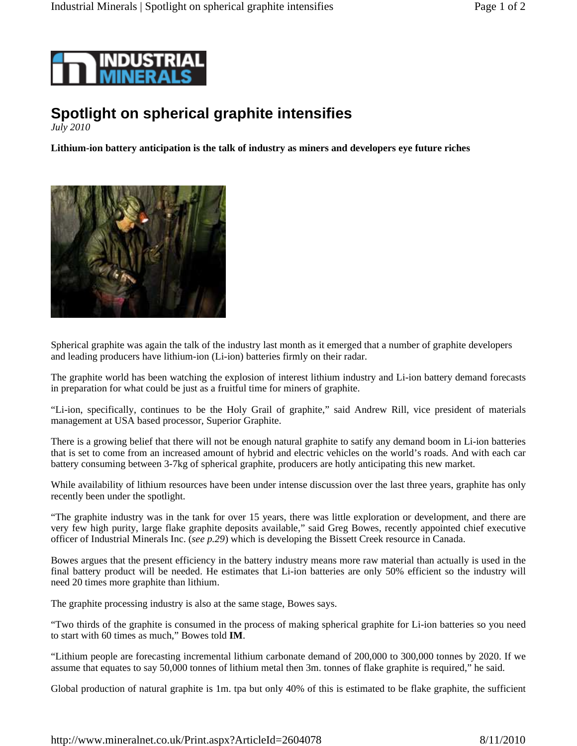# Spotlight on spherical graphite intensifies

*July 2010*

**Lithium-ion battery anticipation is the talk of industry as miners and developers eye future riches**

Spherical graphite was again the talk of the industry last month as it emerged that a number of graphite developers and leading producers have lithium-ion (Li-ion) batteries firmly on their radar.

The graphite world has been watching the explosion of interest lithium industry and Li-ion battery demand forecasts in preparation for what could be just as a fruitful time for miners of graphite.

"Li-ion, specifically, continues to be the Holy Grail of graphite," said Andrew Rill, vice president of materials management at USA based processor, Superior Graphite.

There is a growing belief that there will not be enough natural graphite to satisfy any demand boom in Li-ion batteries that is set to come from an increased amount of hybrid and electric vehicles on the world's roads. And with each car battery consuming between 3-7kg of spherical graphite, producers are hotly anticipating this new market.

While availability of lithium resources have been under intense discussion over the last three years, graphite has only recently been under the spotlight.

"The graphite industry was in the tank for over 15 years, there was little exploration or development, and there are very few high purity, large flake graphite deposits available," said Greg Bowes, recently appointed chief executive officer of Industrial Minerals Inc. (*see p.29*) which is developing the Bissett Creek resource in Canada.

Bowes argues that the present efficiency in the battery industry means more raw material than actually is used in the final battery product will be needed. He estimates that Li-ion batteries are only 50% efficient so the industry will need 20 times more graphite than lithium.

The graphite processing industry is also at the same stage, Bowes says.

"Two thirds of the graphite is consumed in the process of making spherical graphite for Li-ion batteries so you need to start with 60 times as much," Bowes told **IM**.

"Lithium people are forecasting incremental lithium carbonate demand of 200,000 to 300,000 tonnes by 2020. If we assume that equates to say 50,000 tonnes of lithium metal then 3m. tonnes of flake graphite is required," he said.

Global production of natural graphite is 1m. tpa but only 40% of this is estimated to be flake graphite, the sufficient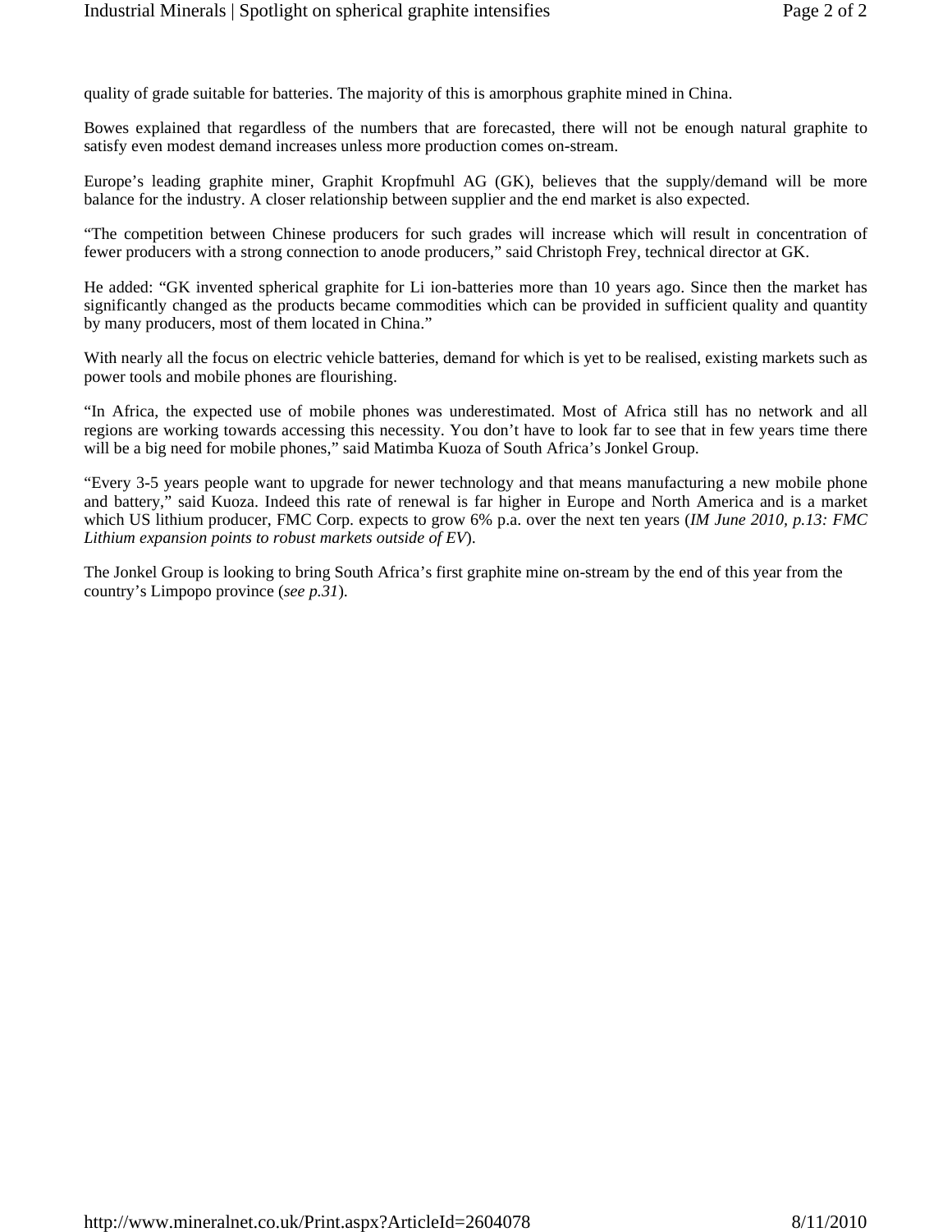quality of grade suitable for batteries. The majority of this is amorphous graphite mined in China.

Bowes explained that regardless of the numbers that are forecasted, there will not be enough natural graphite to satisfy even modest demand increases unless more production comes on-stream.

Europe's leading graphite miner, Graphit Kropfmuhl AG (GK), believes that the supply/demand will be more balance for the industry. A closer relationship between supplier and the end market is also expected.

"The competition between Chinese producers for such grades will increase which will result in concentration of fewer producers with a strong connection to anode producers," said Christoph Frey, technical director at GK.

He added: "GK invented spherical graphite for Li ion-batteries more than 10 years ago. Since then the market has significantly changed as the products became commodities which can be provided in sufficient quality and quantity by many producers, most of them located in China."

With nearly all the focus on electric vehicle batteries, demand for which is yet to be realised, existing markets such as power tools and mobile phones are flourishing.

"In Africa, the expected use of mobile phones was underestimated. Most of Africa still has no network and all regions are working towards accessing this necessity. You don't have to look far to see that in few years time there will be a big need for mobile phones," said Matimba Kuoza of South Africa's Jonkel Group.

"Every 3-5 years people want to upgrade for newer technology and that means manufacturing a new mobile phone and battery," said Kuoza. Indeed this rate of renewal is far higher in Europe and North America and is a market which US lithium producer, FMC Corp. expects to grow 6% p.a. over the next ten years (*IM June 2010, p.13: FMC Lithium expansion points to robust markets outside of EV*).

The Jonkel Group is looking to bring South Africa's first graphite mine on-stream by the end of this year from the country's Limpopo province (*see p.31*).